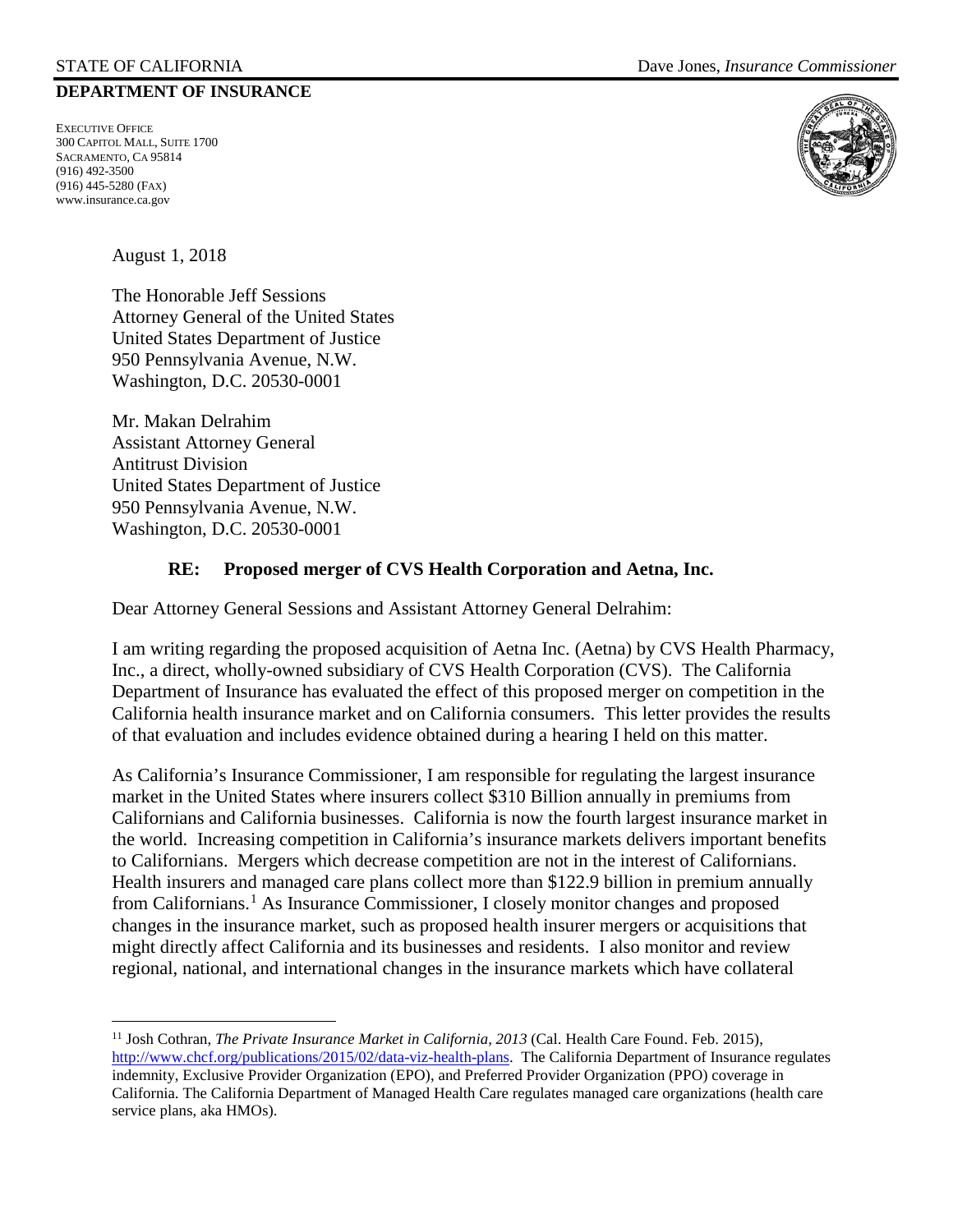STATE OF CALIFORNIA Dave Jones, *Insurance Commissioner*

**DEPARTMENT OF INSURANCE**

EXECUTIVE OFFICE
300 CAPITOL MALL, SUITE 1700
SACRAMENTO, CA 95814
(916) 492-3500
(916) 445-5280 (FAX)
www.insurance.ca.gov

August 1, 2018

The Honorable Jeff Sessions
Attorney General of the United States
United States Department of Justice
950 Pennsylvania Avenue, N.W.
Washington, D.C. 20530-0001

Mr. Makan Delrahim
Assistant Attorney General
Antitrust Division
United States Department of Justice
950 Pennsylvania Avenue, N.W.
Washington, D.C. 20530-0001

**RE: Proposed merger of CVS Health Corporation and Aetna, Inc.**

Dear Attorney General Sessions and Assistant Attorney General Delrahim:

I am writing regarding the proposed acquisition of Aetna Inc. (Aetna) by CVS Health Pharmacy, Inc., a direct, wholly-owned subsidiary of CVS Health Corporation (CVS). The California Department of Insurance has evaluated the effect of this proposed merger on competition in the California health insurance market and on California consumers. This letter provides the results of that evaluation and includes evidence obtained during a hearing I held on this matter.

As California's Insurance Commissioner, I am responsible for regulating the largest insurance market in the United States where insurers collect $310 Billion annually in premiums from Californians and California businesses. California is now the fourth largest insurance market in the world. Increasing competition in California's insurance markets delivers important benefits to Californians. Mergers which decrease competition are not in the interest of Californians. Health insurers and managed care plans collect more than $122.9 billion in premium annually from Californians.[1] As Insurance Commissioner, I closely monitor changes and proposed changes in the insurance market, such as proposed health insurer mergers or acquisitions that might directly affect California and its businesses and residents. I also monitor and review regional, national, and international changes in the insurance markets which have collateral

---

[11] Josh Cothran, *The Private Insurance Market in California, 2013* (Cal. Health Care Found. Feb. 2015), http://www.chcf.org/publications/2015/02/data-viz-health-plans. The California Department of Insurance regulates indemnity, Exclusive Provider Organization (EPO), and Preferred Provider Organization (PPO) coverage in California. The California Department of Managed Health Care regulates managed care organizations (health care service plans, aka HMOs).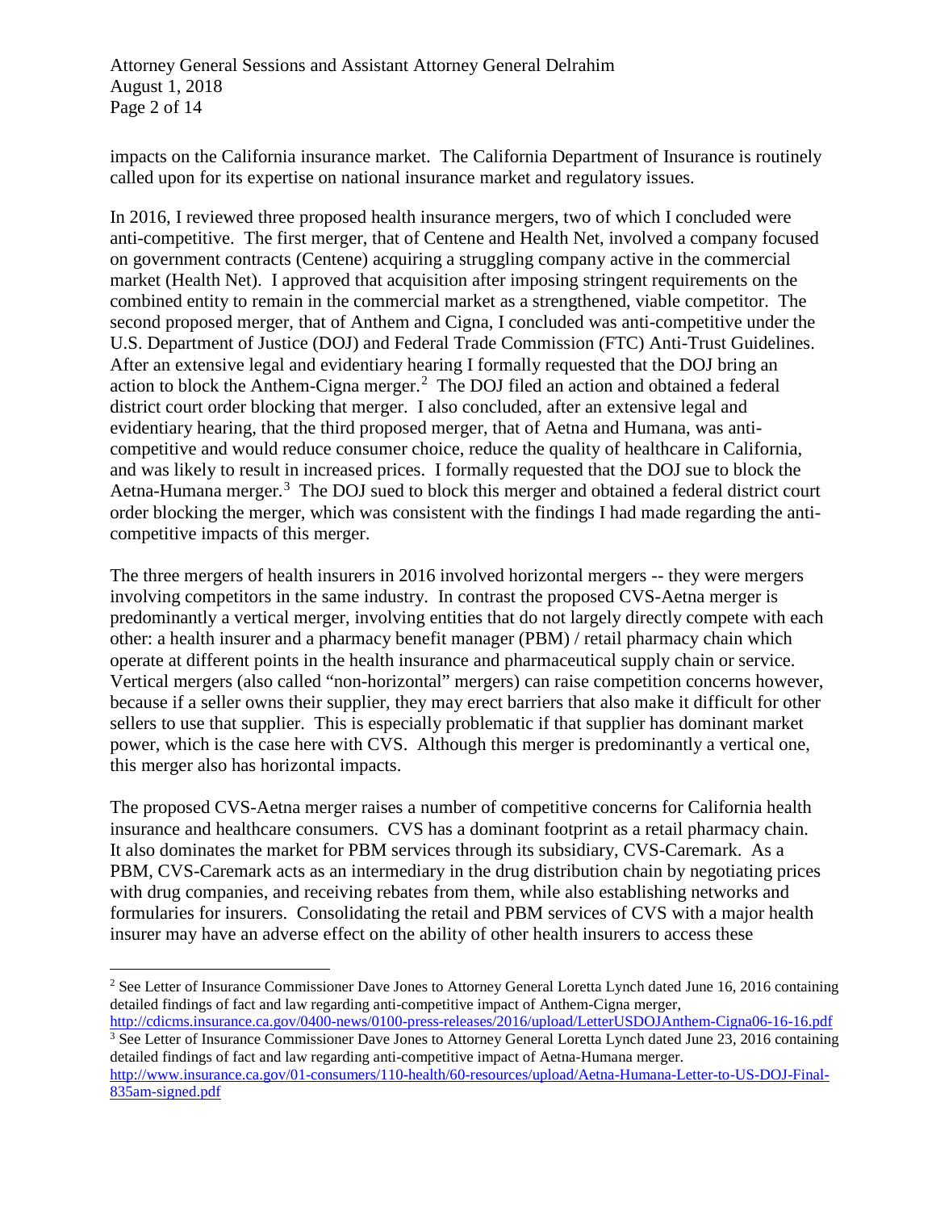impacts on the California insurance market. The California Department of Insurance is routinely called upon for its expertise on national insurance market and regulatory issues.

In 2016, I reviewed three proposed health insurance mergers, two of which I concluded were anti-competitive. The first merger, that of Centene and Health Net, involved a company focused on government contracts (Centene) acquiring a struggling company active in the commercial market (Health Net). I approved that acquisition after imposing stringent requirements on the combined entity to remain in the commercial market as a strengthened, viable competitor. The second proposed merger, that of Anthem and Cigna, I concluded was anti-competitive under the U.S. Department of Justice (DOJ) and Federal Trade Commission (FTC) Anti-Trust Guidelines. After an extensive legal and evidentiary hearing I formally requested that the DOJ bring an action to block the Anthem-Cigna merger.[2] The DOJ filed an action and obtained a federal district court order blocking that merger. I also concluded, after an extensive legal and evidentiary hearing, that the third proposed merger, that of Aetna and Humana, was anti-competitive and would reduce consumer choice, reduce the quality of healthcare in California, and was likely to result in increased prices. I formally requested that the DOJ sue to block the Aetna-Humana merger.[3] The DOJ sued to block this merger and obtained a federal district court order blocking the merger, which was consistent with the findings I had made regarding the anti-competitive impacts of this merger.

The three mergers of health insurers in 2016 involved horizontal mergers -- they were mergers involving competitors in the same industry. In contrast the proposed CVS-Aetna merger is predominantly a vertical merger, involving entities that do not largely directly compete with each other: a health insurer and a pharmacy benefit manager (PBM) / retail pharmacy chain which operate at different points in the health insurance and pharmaceutical supply chain or service. Vertical mergers (also called "non-horizontal" mergers) can raise competition concerns however, because if a seller owns their supplier, they may erect barriers that also make it difficult for other sellers to use that supplier. This is especially problematic if that supplier has dominant market power, which is the case here with CVS. Although this merger is predominantly a vertical one, this merger also has horizontal impacts.

The proposed CVS-Aetna merger raises a number of competitive concerns for California health insurance and healthcare consumers. CVS has a dominant footprint as a retail pharmacy chain. It also dominates the market for PBM services through its subsidiary, CVS-Caremark. As a PBM, CVS-Caremark acts as an intermediary in the drug distribution chain by negotiating prices with drug companies, and receiving rebates from them, while also establishing networks and formularies for insurers. Consolidating the retail and PBM services of CVS with a major health insurer may have an adverse effect on the ability of other health insurers to access these

---

[2] See Letter of Insurance Commissioner Dave Jones to Attorney General Loretta Lynch dated June 16, 2016 containing detailed findings of fact and law regarding anti-competitive impact of Anthem-Cigna merger, http://cdicms.insurance.ca.gov/0400-news/0100-press-releases/2016/upload/LetterUSDOJAnthem-Cigna06-16-16.pdf

[3] See Letter of Insurance Commissioner Dave Jones to Attorney General Loretta Lynch dated June 23, 2016 containing detailed findings of fact and law regarding anti-competitive impact of Aetna-Humana merger. http://www.insurance.ca.gov/01-consumers/110-health/60-resources/upload/Aetna-Humana-Letter-to-US-DOJ-Final-835am-signed.pdf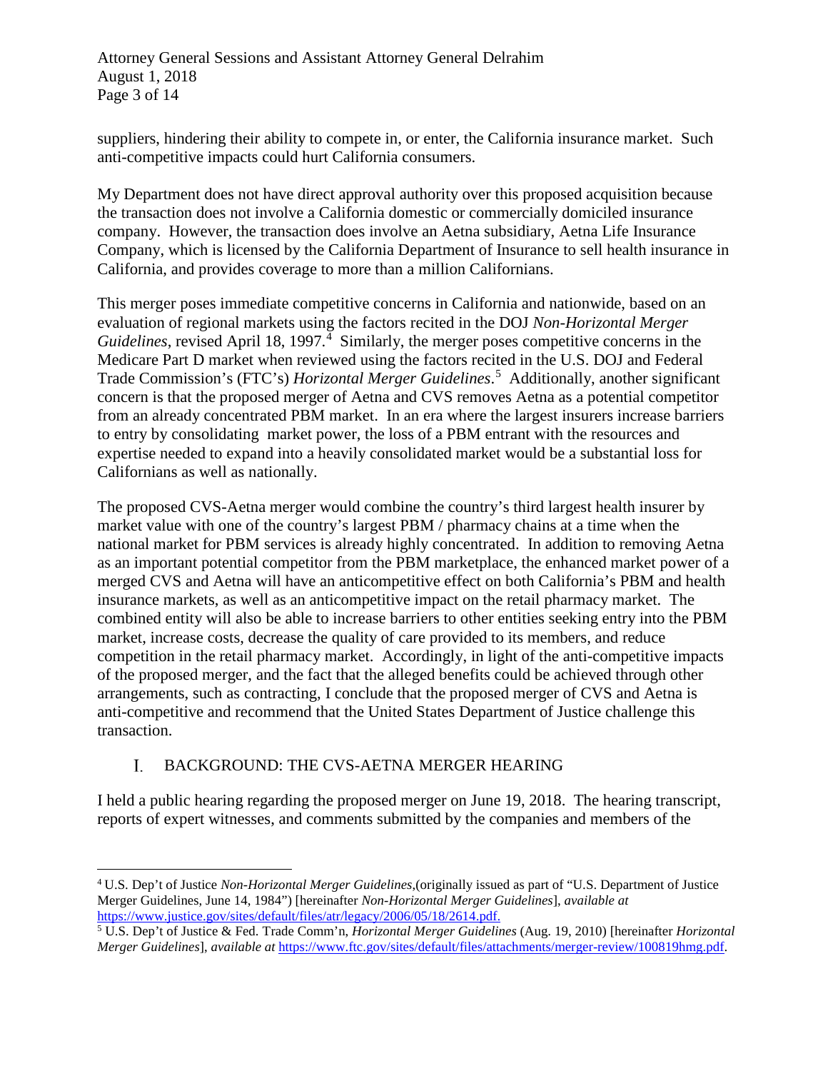suppliers, hindering their ability to compete in, or enter, the California insurance market. Such anti-competitive impacts could hurt California consumers.

My Department does not have direct approval authority over this proposed acquisition because the transaction does not involve a California domestic or commercially domiciled insurance company. However, the transaction does involve an Aetna subsidiary, Aetna Life Insurance Company, which is licensed by the California Department of Insurance to sell health insurance in California, and provides coverage to more than a million Californians.

This merger poses immediate competitive concerns in California and nationwide, based on an evaluation of regional markets using the factors recited in the DOJ *Non-Horizontal Merger Guidelines*, revised April 18, 1997.[4] Similarly, the merger poses competitive concerns in the Medicare Part D market when reviewed using the factors recited in the U.S. DOJ and Federal Trade Commission's (FTC's) *Horizontal Merger Guidelines*.[5] Additionally, another significant concern is that the proposed merger of Aetna and CVS removes Aetna as a potential competitor from an already concentrated PBM market. In an era where the largest insurers increase barriers to entry by consolidating market power, the loss of a PBM entrant with the resources and expertise needed to expand into a heavily consolidated market would be a substantial loss for Californians as well as nationally.

The proposed CVS-Aetna merger would combine the country's third largest health insurer by market value with one of the country's largest PBM / pharmacy chains at a time when the national market for PBM services is already highly concentrated. In addition to removing Aetna as an important potential competitor from the PBM marketplace, the enhanced market power of a merged CVS and Aetna will have an anticompetitive effect on both California's PBM and health insurance markets, as well as an anticompetitive impact on the retail pharmacy market. The combined entity will also be able to increase barriers to other entities seeking entry into the PBM market, increase costs, decrease the quality of care provided to its members, and reduce competition in the retail pharmacy market. Accordingly, in light of the anti-competitive impacts of the proposed merger, and the fact that the alleged benefits could be achieved through other arrangements, such as contracting, I conclude that the proposed merger of CVS and Aetna is anti-competitive and recommend that the United States Department of Justice challenge this transaction.

## I. BACKGROUND: THE CVS-AETNA MERGER HEARING

I held a public hearing regarding the proposed merger on June 19, 2018. The hearing transcript, reports of expert witnesses, and comments submitted by the companies and members of the

---

[4] U.S. Dep't of Justice *Non-Horizontal Merger Guidelines*,(originally issued as part of "U.S. Department of Justice Merger Guidelines, June 14, 1984") [hereinafter *Non-Horizontal Merger Guidelines*], *available at* https://www.justice.gov/sites/default/files/atr/legacy/2006/05/18/2614.pdf.

[5] U.S. Dep't of Justice & Fed. Trade Comm'n, *Horizontal Merger Guidelines* (Aug. 19, 2010) [hereinafter *Horizontal Merger Guidelines*], *available at* https://www.ftc.gov/sites/default/files/attachments/merger-review/100819hmg.pdf.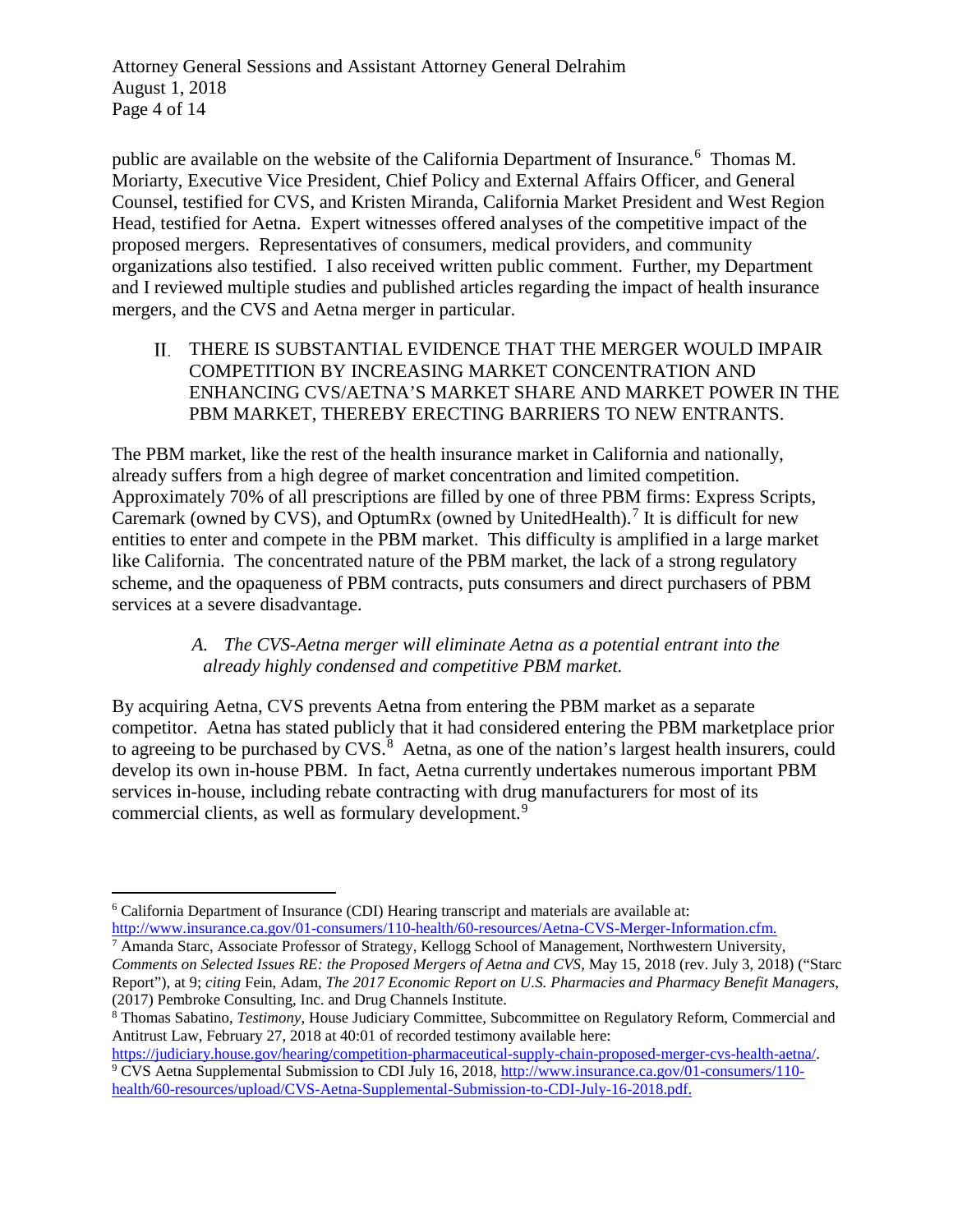public are available on the website of the California Department of Insurance.[6] Thomas M. Moriarty, Executive Vice President, Chief Policy and External Affairs Officer, and General Counsel, testified for CVS, and Kristen Miranda, California Market President and West Region Head, testified for Aetna. Expert witnesses offered analyses of the competitive impact of the proposed mergers. Representatives of consumers, medical providers, and community organizations also testified. I also received written public comment. Further, my Department and I reviewed multiple studies and published articles regarding the impact of health insurance mergers, and the CVS and Aetna merger in particular.

## II. THERE IS SUBSTANTIAL EVIDENCE THAT THE MERGER WOULD IMPAIR COMPETITION BY INCREASING MARKET CONCENTRATION AND ENHANCING CVS/AETNA'S MARKET SHARE AND MARKET POWER IN THE PBM MARKET, THEREBY ERECTING BARRIERS TO NEW ENTRANTS.

The PBM market, like the rest of the health insurance market in California and nationally, already suffers from a high degree of market concentration and limited competition. Approximately 70% of all prescriptions are filled by one of three PBM firms: Express Scripts, Caremark (owned by CVS), and OptumRx (owned by UnitedHealth).[7] It is difficult for new entities to enter and compete in the PBM market. This difficulty is amplified in a large market like California. The concentrated nature of the PBM market, the lack of a strong regulatory scheme, and the opaqueness of PBM contracts, puts consumers and direct purchasers of PBM services at a severe disadvantage.

### *A. The CVS-Aetna merger will eliminate Aetna as a potential entrant into the already highly condensed and competitive PBM market.*

By acquiring Aetna, CVS prevents Aetna from entering the PBM market as a separate competitor. Aetna has stated publicly that it had considered entering the PBM marketplace prior to agreeing to be purchased by CVS.[8] Aetna, as one of the nation's largest health insurers, could develop its own in-house PBM. In fact, Aetna currently undertakes numerous important PBM services in-house, including rebate contracting with drug manufacturers for most of its commercial clients, as well as formulary development.[9]

---

[6] California Department of Insurance (CDI) Hearing transcript and materials are available at: http://www.insurance.ca.gov/01-consumers/110-health/60-resources/Aetna-CVS-Merger-Information.cfm.

[7] Amanda Starc, Associate Professor of Strategy, Kellogg School of Management, Northwestern University, *Comments on Selected Issues RE: the Proposed Mergers of Aetna and CVS,* May 15, 2018 (rev. July 3, 2018) ("Starc Report"), at 9; *citing* Fein, Adam, *The 2017 Economic Report on U.S. Pharmacies and Pharmacy Benefit Managers*, (2017) Pembroke Consulting, Inc. and Drug Channels Institute.

[8] Thomas Sabatino, *Testimony,* House Judiciary Committee, Subcommittee on Regulatory Reform, Commercial and Antitrust Law, February 27, 2018 at 40:01 of recorded testimony available here: https://judiciary.house.gov/hearing/competition-pharmaceutical-supply-chain-proposed-merger-cvs-health-aetna/.

[9] CVS Aetna Supplemental Submission to CDI July 16, 2018, http://www.insurance.ca.gov/01-consumers/110-health/60-resources/upload/CVS-Aetna-Supplemental-Submission-to-CDI-July-16-2018.pdf.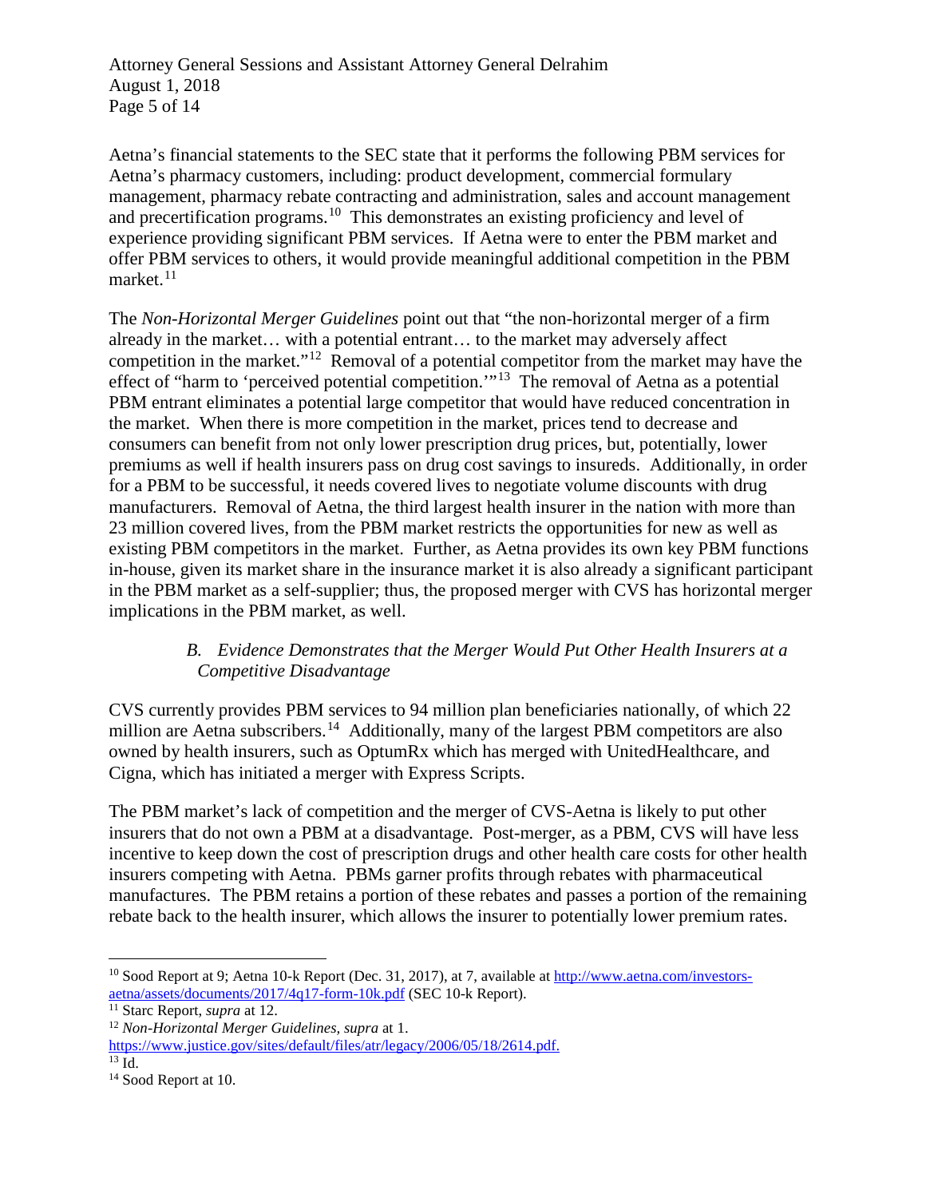Aetna's financial statements to the SEC state that it performs the following PBM services for Aetna's pharmacy customers, including: product development, commercial formulary management, pharmacy rebate contracting and administration, sales and account management and precertification programs.[10] This demonstrates an existing proficiency and level of experience providing significant PBM services. If Aetna were to enter the PBM market and offer PBM services to others, it would provide meaningful additional competition in the PBM market.[11]

The *Non-Horizontal Merger Guidelines* point out that "the non-horizontal merger of a firm already in the market… with a potential entrant… to the market may adversely affect competition in the market."[12] Removal of a potential competitor from the market may have the effect of "harm to 'perceived potential competition.'"[13] The removal of Aetna as a potential PBM entrant eliminates a potential large competitor that would have reduced concentration in the market. When there is more competition in the market, prices tend to decrease and consumers can benefit from not only lower prescription drug prices, but, potentially, lower premiums as well if health insurers pass on drug cost savings to insureds. Additionally, in order for a PBM to be successful, it needs covered lives to negotiate volume discounts with drug manufacturers. Removal of Aetna, the third largest health insurer in the nation with more than 23 million covered lives, from the PBM market restricts the opportunities for new as well as existing PBM competitors in the market. Further, as Aetna provides its own key PBM functions in-house, given its market share in the insurance market it is also already a significant participant in the PBM market as a self-supplier; thus, the proposed merger with CVS has horizontal merger implications in the PBM market, as well.

### *B. Evidence Demonstrates that the Merger Would Put Other Health Insurers at a Competitive Disadvantage*

CVS currently provides PBM services to 94 million plan beneficiaries nationally, of which 22 million are Aetna subscribers.[14] Additionally, many of the largest PBM competitors are also owned by health insurers, such as OptumRx which has merged with UnitedHealthcare, and Cigna, which has initiated a merger with Express Scripts.

The PBM market's lack of competition and the merger of CVS-Aetna is likely to put other insurers that do not own a PBM at a disadvantage. Post-merger, as a PBM, CVS will have less incentive to keep down the cost of prescription drugs and other health care costs for other health insurers competing with Aetna. PBMs garner profits through rebates with pharmaceutical manufactures. The PBM retains a portion of these rebates and passes a portion of the remaining rebate back to the health insurer, which allows the insurer to potentially lower premium rates.

---

[10] Sood Report at 9; Aetna 10-k Report (Dec. 31, 2017), at 7, available at http://www.aetna.com/investors-aetna/assets/documents/2017/4q17-form-10k.pdf (SEC 10-k Report).

[11] Starc Report, *supra* at 12.

[12] *Non-Horizontal Merger Guidelines, supra* at 1. https://www.justice.gov/sites/default/files/atr/legacy/2006/05/18/2614.pdf.

[13] Id.

[14] Sood Report at 10.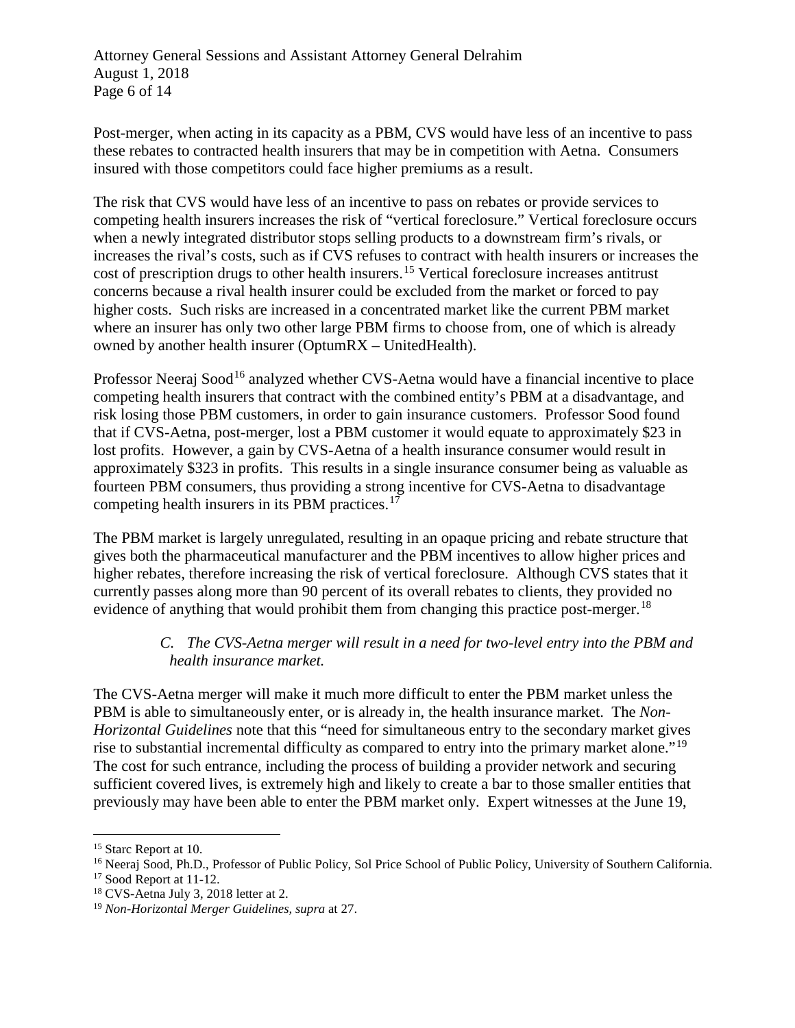Post-merger, when acting in its capacity as a PBM, CVS would have less of an incentive to pass these rebates to contracted health insurers that may be in competition with Aetna. Consumers insured with those competitors could face higher premiums as a result.

The risk that CVS would have less of an incentive to pass on rebates or provide services to competing health insurers increases the risk of "vertical foreclosure." Vertical foreclosure occurs when a newly integrated distributor stops selling products to a downstream firm's rivals, or increases the rival's costs, such as if CVS refuses to contract with health insurers or increases the cost of prescription drugs to other health insurers.[15] Vertical foreclosure increases antitrust concerns because a rival health insurer could be excluded from the market or forced to pay higher costs. Such risks are increased in a concentrated market like the current PBM market where an insurer has only two other large PBM firms to choose from, one of which is already owned by another health insurer (OptumRX – UnitedHealth).

Professor Neeraj Sood[16] analyzed whether CVS-Aetna would have a financial incentive to place competing health insurers that contract with the combined entity's PBM at a disadvantage, and risk losing those PBM customers, in order to gain insurance customers. Professor Sood found that if CVS-Aetna, post-merger, lost a PBM customer it would equate to approximately $23 in lost profits. However, a gain by CVS-Aetna of a health insurance consumer would result in approximately $323 in profits. This results in a single insurance consumer being as valuable as fourteen PBM consumers, thus providing a strong incentive for CVS-Aetna to disadvantage competing health insurers in its PBM practices.[17]

The PBM market is largely unregulated, resulting in an opaque pricing and rebate structure that gives both the pharmaceutical manufacturer and the PBM incentives to allow higher prices and higher rebates, therefore increasing the risk of vertical foreclosure. Although CVS states that it currently passes along more than 90 percent of its overall rebates to clients, they provided no evidence of anything that would prohibit them from changing this practice post-merger.[18]

*C. The CVS-Aetna merger will result in a need for two-level entry into the PBM and health insurance market.*

The CVS-Aetna merger will make it much more difficult to enter the PBM market unless the PBM is able to simultaneously enter, or is already in, the health insurance market. The *Non-Horizontal Guidelines* note that this "need for simultaneous entry to the secondary market gives rise to substantial incremental difficulty as compared to entry into the primary market alone."[19] The cost for such entrance, including the process of building a provider network and securing sufficient covered lives, is extremely high and likely to create a bar to those smaller entities that previously may have been able to enter the PBM market only. Expert witnesses at the June 19,

[15] Starc Report at 10.

[16] Neeraj Sood, Ph.D., Professor of Public Policy, Sol Price School of Public Policy, University of Southern California.

[17] Sood Report at 11-12.

[18] CVS-Aetna July 3, 2018 letter at 2.

[19] *Non-Horizontal Merger Guidelines, supra* at 27.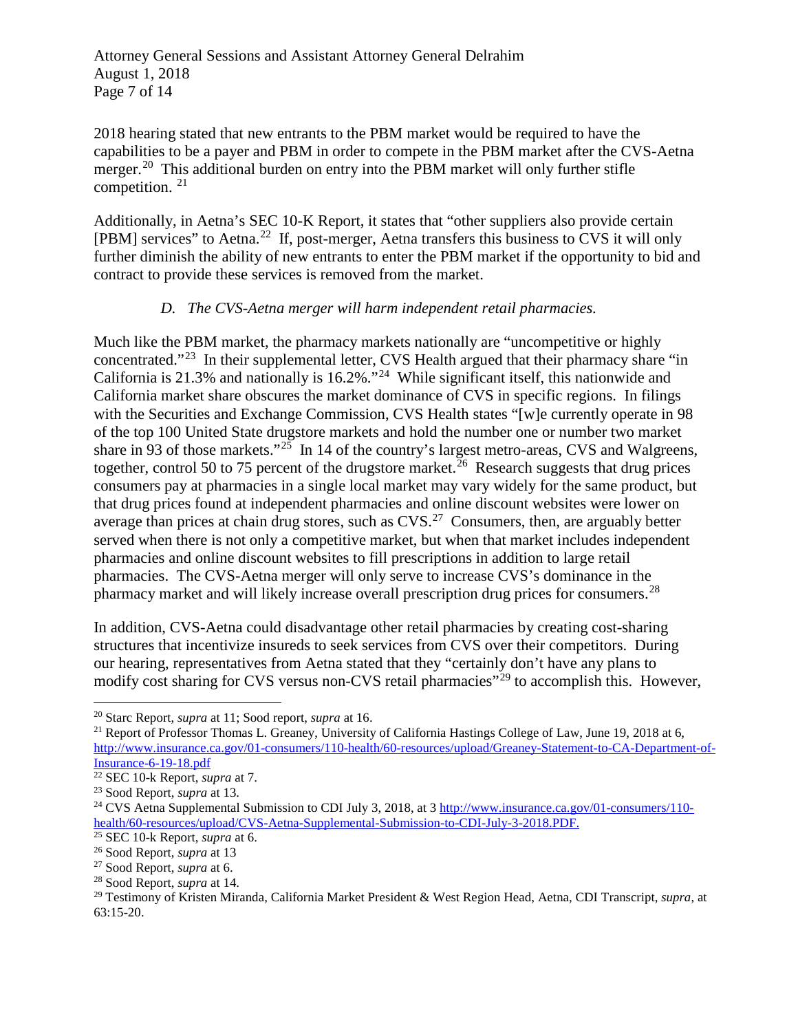2018 hearing stated that new entrants to the PBM market would be required to have the capabilities to be a payer and PBM in order to compete in the PBM market after the CVS-Aetna merger.[20] This additional burden on entry into the PBM market will only further stifle competition. [21]

Additionally, in Aetna's SEC 10-K Report, it states that "other suppliers also provide certain [PBM] services" to Aetna.[22] If, post-merger, Aetna transfers this business to CVS it will only further diminish the ability of new entrants to enter the PBM market if the opportunity to bid and contract to provide these services is removed from the market.

### *D. The CVS-Aetna merger will harm independent retail pharmacies.*

Much like the PBM market, the pharmacy markets nationally are "uncompetitive or highly concentrated."[23] In their supplemental letter, CVS Health argued that their pharmacy share "in California is 21.3% and nationally is 16.2%."[24] While significant itself, this nationwide and California market share obscures the market dominance of CVS in specific regions. In filings with the Securities and Exchange Commission, CVS Health states "[w]e currently operate in 98 of the top 100 United State drugstore markets and hold the number one or number two market share in 93 of those markets."[25] In 14 of the country's largest metro-areas, CVS and Walgreens, together, control 50 to 75 percent of the drugstore market.[26] Research suggests that drug prices consumers pay at pharmacies in a single local market may vary widely for the same product, but that drug prices found at independent pharmacies and online discount websites were lower on average than prices at chain drug stores, such as CVS.[27] Consumers, then, are arguably better served when there is not only a competitive market, but when that market includes independent pharmacies and online discount websites to fill prescriptions in addition to large retail pharmacies. The CVS-Aetna merger will only serve to increase CVS's dominance in the pharmacy market and will likely increase overall prescription drug prices for consumers.[28]

In addition, CVS-Aetna could disadvantage other retail pharmacies by creating cost-sharing structures that incentivize insureds to seek services from CVS over their competitors. During our hearing, representatives from Aetna stated that they "certainly don't have any plans to modify cost sharing for CVS versus non-CVS retail pharmacies"[29] to accomplish this. However,

---

[20] Starc Report, *supra* at 11; Sood report, *supra* at 16.

[21] Report of Professor Thomas L. Greaney, University of California Hastings College of Law, June 19, 2018 at 6, http://www.insurance.ca.gov/01-consumers/110-health/60-resources/upload/Greaney-Statement-to-CA-Department-of-Insurance-6-19-18.pdf

[22] SEC 10-k Report, *supra* at 7.

[23] Sood Report, *supra* at 13.

[24] CVS Aetna Supplemental Submission to CDI July 3, 2018, at 3 http://www.insurance.ca.gov/01-consumers/110-health/60-resources/upload/CVS-Aetna-Supplemental-Submission-to-CDI-July-3-2018.PDF.

[25] SEC 10-k Report, *supra* at 6.

[26] Sood Report, *supra* at 13

[27] Sood Report, *supra* at 6.

[28] Sood Report, *supra* at 14.

[29] Testimony of Kristen Miranda, California Market President & West Region Head, Aetna, CDI Transcript, *supra*, at 63:15-20.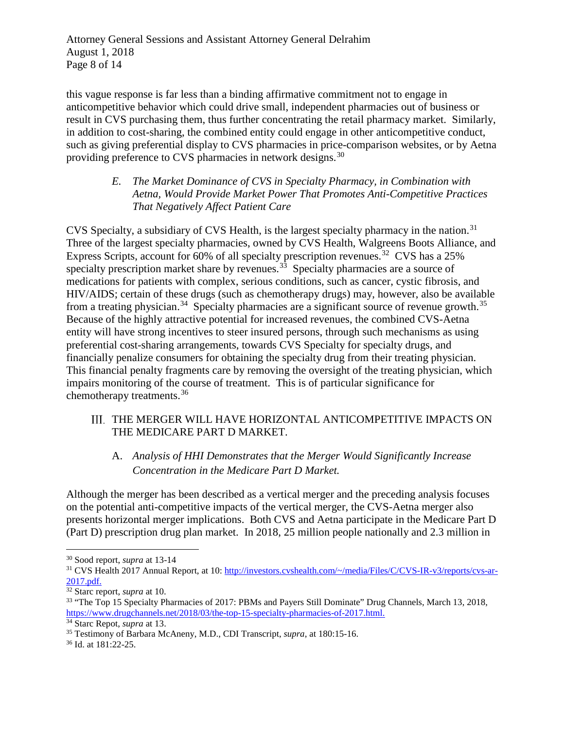this vague response is far less than a binding affirmative commitment not to engage in anticompetitive behavior which could drive small, independent pharmacies out of business or result in CVS purchasing them, thus further concentrating the retail pharmacy market. Similarly, in addition to cost-sharing, the combined entity could engage in other anticompetitive conduct, such as giving preferential display to CVS pharmacies in price-comparison websites, or by Aetna providing preference to CVS pharmacies in network designs.[30]

### *E. The Market Dominance of CVS in Specialty Pharmacy, in Combination with Aetna, Would Provide Market Power That Promotes Anti-Competitive Practices That Negatively Affect Patient Care*

CVS Specialty, a subsidiary of CVS Health, is the largest specialty pharmacy in the nation.[31] Three of the largest specialty pharmacies, owned by CVS Health, Walgreens Boots Alliance, and Express Scripts, account for 60% of all specialty prescription revenues.[32] CVS has a 25% specialty prescription market share by revenues.[33] Specialty pharmacies are a source of medications for patients with complex, serious conditions, such as cancer, cystic fibrosis, and HIV/AIDS; certain of these drugs (such as chemotherapy drugs) may, however, also be available from a treating physician.[34] Specialty pharmacies are a significant source of revenue growth.[35] Because of the highly attractive potential for increased revenues, the combined CVS-Aetna entity will have strong incentives to steer insured persons, through such mechanisms as using preferential cost-sharing arrangements, towards CVS Specialty for specialty drugs, and financially penalize consumers for obtaining the specialty drug from their treating physician. This financial penalty fragments care by removing the oversight of the treating physician, which impairs monitoring of the course of treatment. This is of particular significance for chemotherapy treatments.[36]

## III. THE MERGER WILL HAVE HORIZONTAL ANTICOMPETITIVE IMPACTS ON THE MEDICARE PART D MARKET.

### A. *Analysis of HHI Demonstrates that the Merger Would Significantly Increase Concentration in the Medicare Part D Market.*

Although the merger has been described as a vertical merger and the preceding analysis focuses on the potential anti-competitive impacts of the vertical merger, the CVS-Aetna merger also presents horizontal merger implications. Both CVS and Aetna participate in the Medicare Part D (Part D) prescription drug plan market. In 2018, 25 million people nationally and 2.3 million in

---

[30] Sood report, *supra* at 13-14

[31] CVS Health 2017 Annual Report, at 10: http://investors.cvshealth.com/~/media/Files/C/CVS-IR-v3/reports/cvs-ar-2017.pdf.

[32] Starc report, *supra* at 10.

[33] "The Top 15 Specialty Pharmacies of 2017: PBMs and Payers Still Dominate" Drug Channels, March 13, 2018, https://www.drugchannels.net/2018/03/the-top-15-specialty-pharmacies-of-2017.html.

[34] Starc Repot, *supra* at 13.

[35] Testimony of Barbara McAneny, M.D., CDI Transcript, *supra*, at 180:15-16.

[36] Id. at 181:22-25.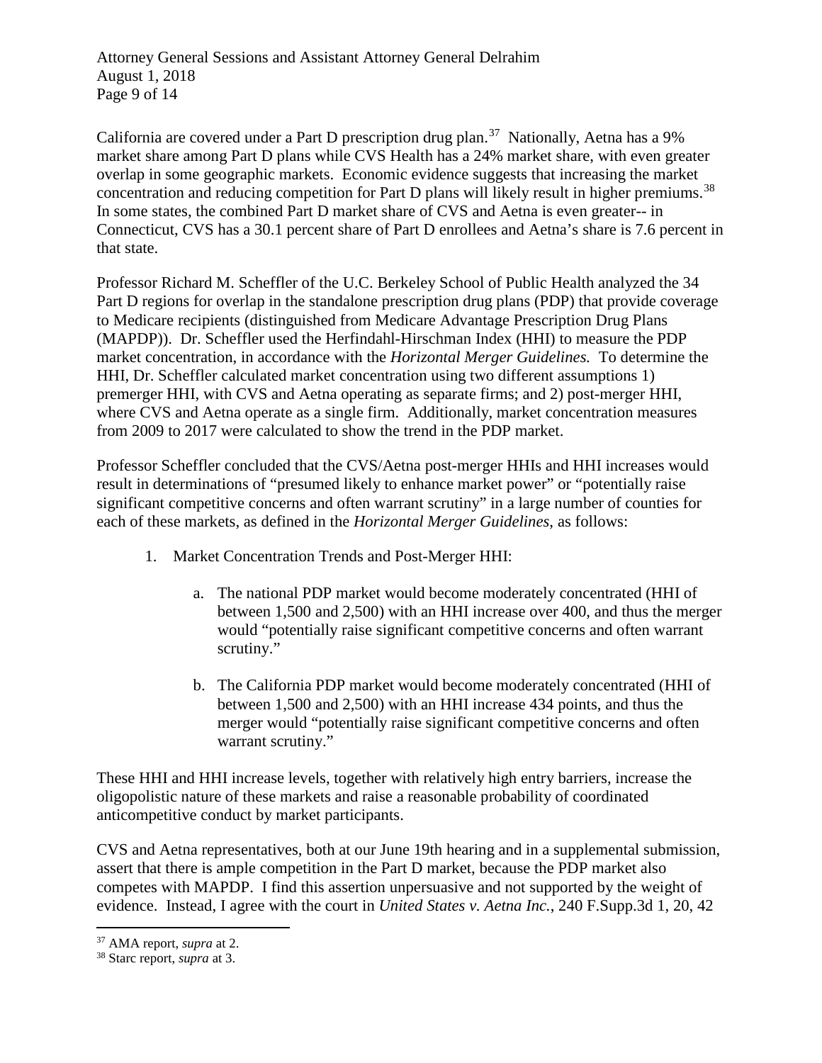California are covered under a Part D prescription drug plan.[37] Nationally, Aetna has a 9% market share among Part D plans while CVS Health has a 24% market share, with even greater overlap in some geographic markets. Economic evidence suggests that increasing the market concentration and reducing competition for Part D plans will likely result in higher premiums.[38] In some states, the combined Part D market share of CVS and Aetna is even greater-- in Connecticut, CVS has a 30.1 percent share of Part D enrollees and Aetna's share is 7.6 percent in that state.

Professor Richard M. Scheffler of the U.C. Berkeley School of Public Health analyzed the 34 Part D regions for overlap in the standalone prescription drug plans (PDP) that provide coverage to Medicare recipients (distinguished from Medicare Advantage Prescription Drug Plans (MAPDP)). Dr. Scheffler used the Herfindahl-Hirschman Index (HHI) to measure the PDP market concentration, in accordance with the *Horizontal Merger Guidelines.* To determine the HHI, Dr. Scheffler calculated market concentration using two different assumptions 1) premerger HHI, with CVS and Aetna operating as separate firms; and 2) post-merger HHI, where CVS and Aetna operate as a single firm. Additionally, market concentration measures from 2009 to 2017 were calculated to show the trend in the PDP market.

Professor Scheffler concluded that the CVS/Aetna post-merger HHIs and HHI increases would result in determinations of "presumed likely to enhance market power" or "potentially raise significant competitive concerns and often warrant scrutiny" in a large number of counties for each of these markets, as defined in the *Horizontal Merger Guidelines*, as follows:

1. Market Concentration Trends and Post-Merger HHI:

   a. The national PDP market would become moderately concentrated (HHI of between 1,500 and 2,500) with an HHI increase over 400, and thus the merger would "potentially raise significant competitive concerns and often warrant scrutiny."

   b. The California PDP market would become moderately concentrated (HHI of between 1,500 and 2,500) with an HHI increase 434 points, and thus the merger would "potentially raise significant competitive concerns and often warrant scrutiny."

These HHI and HHI increase levels, together with relatively high entry barriers, increase the oligopolistic nature of these markets and raise a reasonable probability of coordinated anticompetitive conduct by market participants.

CVS and Aetna representatives, both at our June 19th hearing and in a supplemental submission, assert that there is ample competition in the Part D market, because the PDP market also competes with MAPDP. I find this assertion unpersuasive and not supported by the weight of evidence. Instead, I agree with the court in *United States v. Aetna Inc.*, 240 F.Supp.3d 1, 20, 42

---

[37] AMA report, *supra* at 2.

[38] Starc report, *supra* at 3.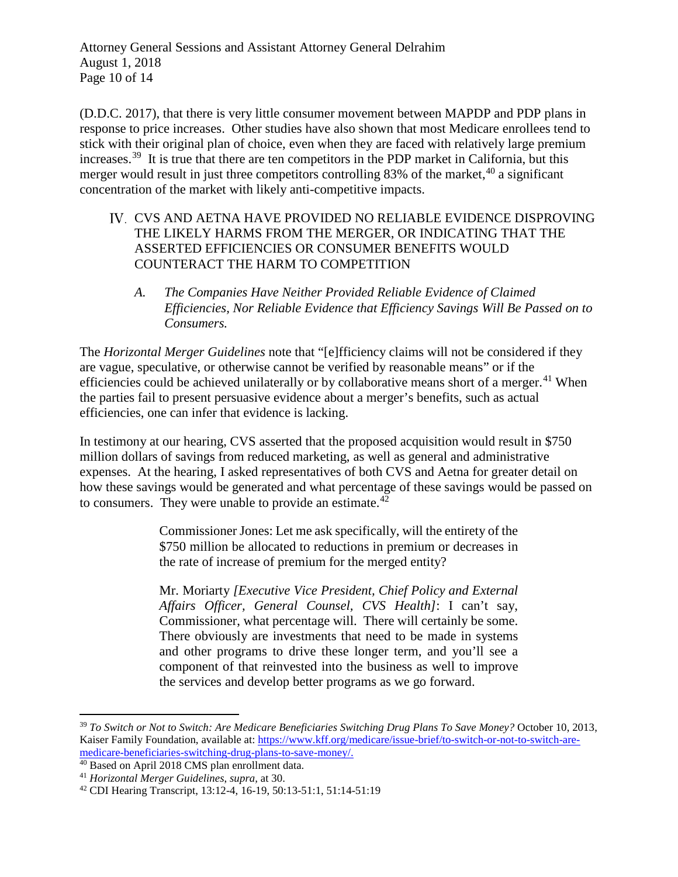(D.D.C. 2017), that there is very little consumer movement between MAPDP and PDP plans in response to price increases. Other studies have also shown that most Medicare enrollees tend to stick with their original plan of choice, even when they are faced with relatively large premium increases.[39] It is true that there are ten competitors in the PDP market in California, but this merger would result in just three competitors controlling 83% of the market,[40] a significant concentration of the market with likely anti-competitive impacts.

## IV. CVS AND AETNA HAVE PROVIDED NO RELIABLE EVIDENCE DISPROVING THE LIKELY HARMS FROM THE MERGER, OR INDICATING THAT THE ASSERTED EFFICIENCIES OR CONSUMER BENEFITS WOULD COUNTERACT THE HARM TO COMPETITION

### *A. The Companies Have Neither Provided Reliable Evidence of Claimed Efficiencies, Nor Reliable Evidence that Efficiency Savings Will Be Passed on to Consumers.*

The *Horizontal Merger Guidelines* note that "[e]fficiency claims will not be considered if they are vague, speculative, or otherwise cannot be verified by reasonable means" or if the efficiencies could be achieved unilaterally or by collaborative means short of a merger.[41] When the parties fail to present persuasive evidence about a merger's benefits, such as actual efficiencies, one can infer that evidence is lacking.

In testimony at our hearing, CVS asserted that the proposed acquisition would result in $750 million dollars of savings from reduced marketing, as well as general and administrative expenses. At the hearing, I asked representatives of both CVS and Aetna for greater detail on how these savings would be generated and what percentage of these savings would be passed on to consumers. They were unable to provide an estimate.[42]

> Commissioner Jones: Let me ask specifically, will the entirety of the $750 million be allocated to reductions in premium or decreases in the rate of increase of premium for the merged entity?
>
> Mr. Moriarty *[Executive Vice President, Chief Policy and External Affairs Officer, General Counsel, CVS Health]*: I can't say, Commissioner, what percentage will. There will certainly be some. There obviously are investments that need to be made in systems and other programs to drive these longer term, and you'll see a component of that reinvested into the business as well to improve the services and develop better programs as we go forward.

---

[39] *To Switch or Not to Switch: Are Medicare Beneficiaries Switching Drug Plans To Save Money?* October 10, 2013, Kaiser Family Foundation, available at: https://www.kff.org/medicare/issue-brief/to-switch-or-not-to-switch-are-medicare-beneficiaries-switching-drug-plans-to-save-money/.

[40] Based on April 2018 CMS plan enrollment data.

[41] *Horizontal Merger Guidelines*, *supra,* at 30.

[42] CDI Hearing Transcript, 13:12-4, 16-19, 50:13-51:1, 51:14-51:19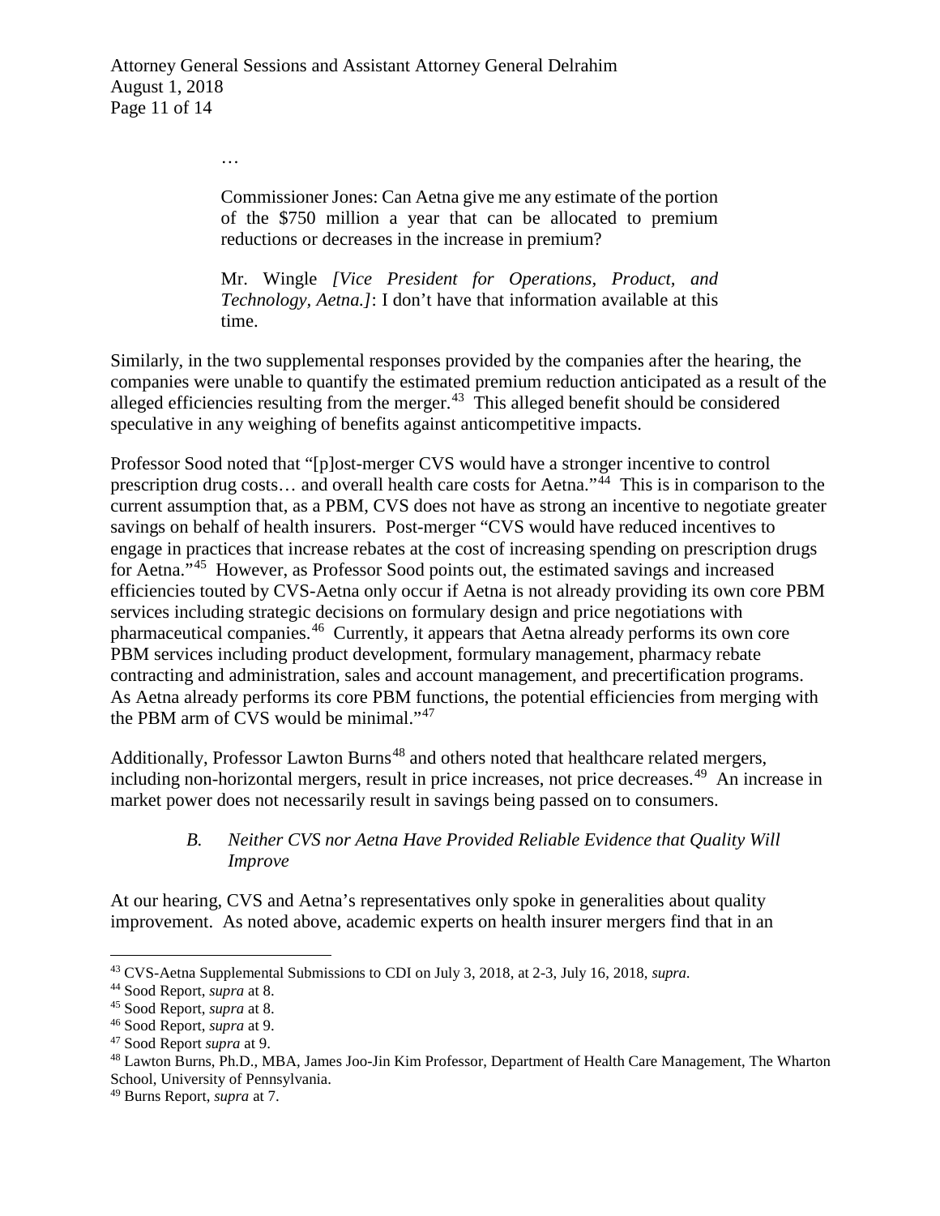…

> Commissioner Jones: Can Aetna give me any estimate of the portion of the $750 million a year that can be allocated to premium reductions or decreases in the increase in premium?
>
> Mr. Wingle *[Vice President for Operations, Product, and Technology, Aetna.]*: I don't have that information available at this time.

Similarly, in the two supplemental responses provided by the companies after the hearing, the companies were unable to quantify the estimated premium reduction anticipated as a result of the alleged efficiencies resulting from the merger.[43] This alleged benefit should be considered speculative in any weighing of benefits against anticompetitive impacts.

Professor Sood noted that "[p]ost-merger CVS would have a stronger incentive to control prescription drug costs… and overall health care costs for Aetna."[44] This is in comparison to the current assumption that, as a PBM, CVS does not have as strong an incentive to negotiate greater savings on behalf of health insurers. Post-merger "CVS would have reduced incentives to engage in practices that increase rebates at the cost of increasing spending on prescription drugs for Aetna."[45] However, as Professor Sood points out, the estimated savings and increased efficiencies touted by CVS-Aetna only occur if Aetna is not already providing its own core PBM services including strategic decisions on formulary design and price negotiations with pharmaceutical companies.[46] Currently, it appears that Aetna already performs its own core PBM services including product development, formulary management, pharmacy rebate contracting and administration, sales and account management, and precertification programs. As Aetna already performs its core PBM functions, the potential efficiencies from merging with the PBM arm of CVS would be minimal."[47]

Additionally, Professor Lawton Burns[48] and others noted that healthcare related mergers, including non-horizontal mergers, result in price increases, not price decreases.[49] An increase in market power does not necessarily result in savings being passed on to consumers.

### *B. Neither CVS nor Aetna Have Provided Reliable Evidence that Quality Will Improve*

At our hearing, CVS and Aetna's representatives only spoke in generalities about quality improvement. As noted above, academic experts on health insurer mergers find that in an

---

[43] CVS-Aetna Supplemental Submissions to CDI on July 3, 2018, at 2-3, July 16, 2018, *supra*.

[44] Sood Report, *supra* at 8.

[45] Sood Report, *supra* at 8.

[46] Sood Report, *supra* at 9.

[47] Sood Report *supra* at 9.

[48] Lawton Burns, Ph.D., MBA, James Joo-Jin Kim Professor, Department of Health Care Management, The Wharton School, University of Pennsylvania.

[49] Burns Report, *supra* at 7.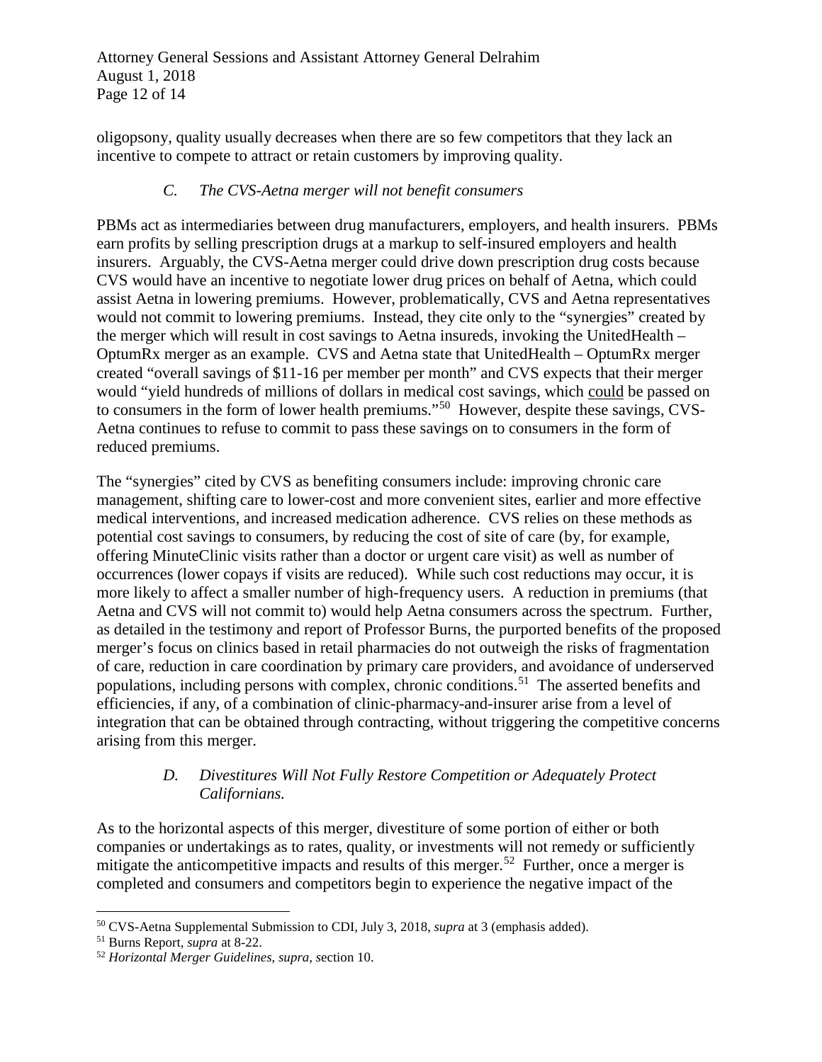oligopsony, quality usually decreases when there are so few competitors that they lack an incentive to compete to attract or retain customers by improving quality.

### *C. The CVS-Aetna merger will not benefit consumers*

PBMs act as intermediaries between drug manufacturers, employers, and health insurers. PBMs earn profits by selling prescription drugs at a markup to self-insured employers and health insurers. Arguably, the CVS-Aetna merger could drive down prescription drug costs because CVS would have an incentive to negotiate lower drug prices on behalf of Aetna, which could assist Aetna in lowering premiums. However, problematically, CVS and Aetna representatives would not commit to lowering premiums. Instead, they cite only to the "synergies" created by the merger which will result in cost savings to Aetna insureds, invoking the UnitedHealth – OptumRx merger as an example. CVS and Aetna state that UnitedHealth – OptumRx merger created "overall savings of $11-16 per member per month" and CVS expects that their merger would "yield hundreds of millions of dollars in medical cost savings, which <u>could</u> be passed on to consumers in the form of lower health premiums."[50] However, despite these savings, CVS-Aetna continues to refuse to commit to pass these savings on to consumers in the form of reduced premiums.

The "synergies" cited by CVS as benefiting consumers include: improving chronic care management, shifting care to lower-cost and more convenient sites, earlier and more effective medical interventions, and increased medication adherence. CVS relies on these methods as potential cost savings to consumers, by reducing the cost of site of care (by, for example, offering MinuteClinic visits rather than a doctor or urgent care visit) as well as number of occurrences (lower copays if visits are reduced). While such cost reductions may occur, it is more likely to affect a smaller number of high-frequency users. A reduction in premiums (that Aetna and CVS will not commit to) would help Aetna consumers across the spectrum. Further, as detailed in the testimony and report of Professor Burns, the purported benefits of the proposed merger's focus on clinics based in retail pharmacies do not outweigh the risks of fragmentation of care, reduction in care coordination by primary care providers, and avoidance of underserved populations, including persons with complex, chronic conditions.[51] The asserted benefits and efficiencies, if any, of a combination of clinic-pharmacy-and-insurer arise from a level of integration that can be obtained through contracting, without triggering the competitive concerns arising from this merger.

### *D. Divestitures Will Not Fully Restore Competition or Adequately Protect Californians.*

As to the horizontal aspects of this merger, divestiture of some portion of either or both companies or undertakings as to rates, quality, or investments will not remedy or sufficiently mitigate the anticompetitive impacts and results of this merger.[52] Further, once a merger is completed and consumers and competitors begin to experience the negative impact of the

---

[50] CVS-Aetna Supplemental Submission to CDI, July 3, 2018, *supra* at 3 (emphasis added).

[51] Burns Report, *supra* at 8-22.

[52] *Horizontal Merger Guidelines*, *supra*, section 10.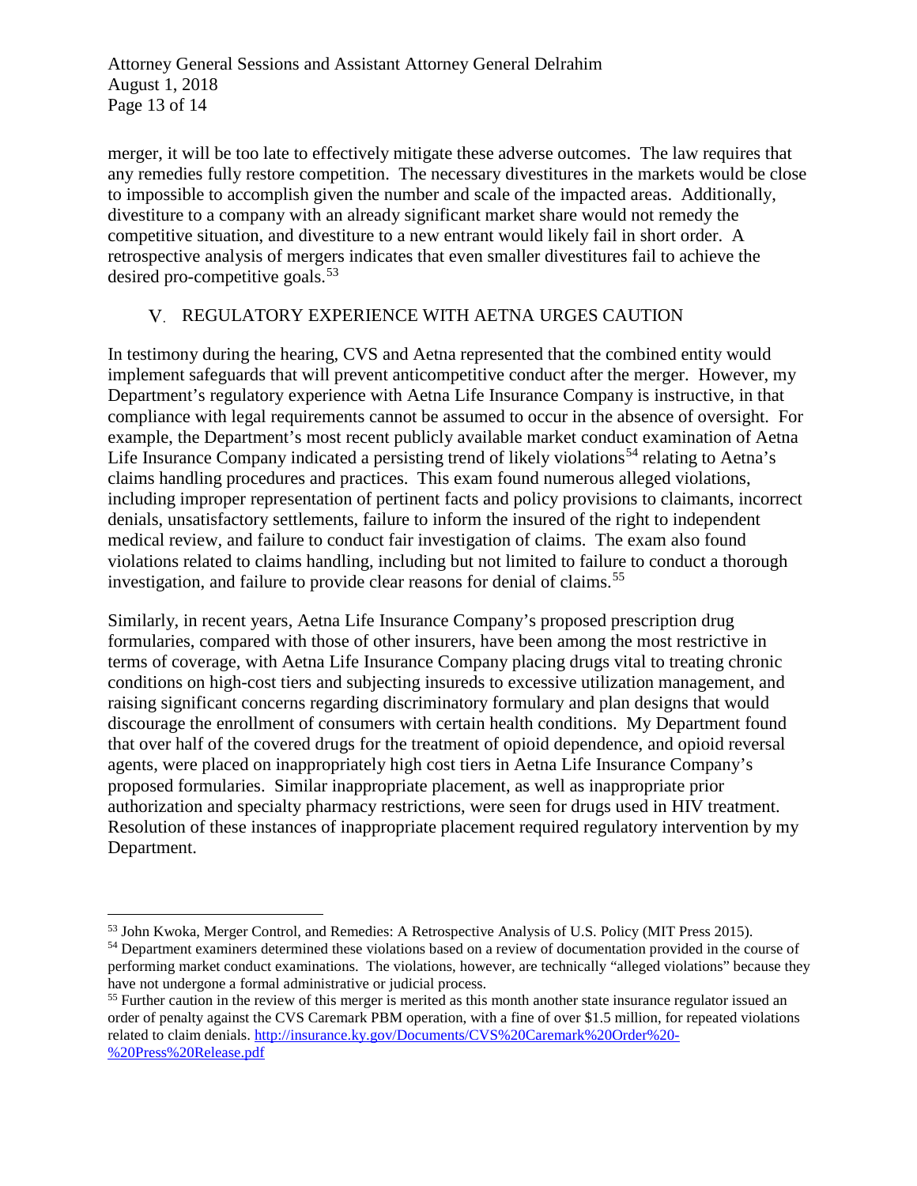merger, it will be too late to effectively mitigate these adverse outcomes. The law requires that any remedies fully restore competition. The necessary divestitures in the markets would be close to impossible to accomplish given the number and scale of the impacted areas. Additionally, divestiture to a company with an already significant market share would not remedy the competitive situation, and divestiture to a new entrant would likely fail in short order. A retrospective analysis of mergers indicates that even smaller divestitures fail to achieve the desired pro-competitive goals.[53]

## V. REGULATORY EXPERIENCE WITH AETNA URGES CAUTION

In testimony during the hearing, CVS and Aetna represented that the combined entity would implement safeguards that will prevent anticompetitive conduct after the merger. However, my Department's regulatory experience with Aetna Life Insurance Company is instructive, in that compliance with legal requirements cannot be assumed to occur in the absence of oversight. For example, the Department's most recent publicly available market conduct examination of Aetna Life Insurance Company indicated a persisting trend of likely violations[54] relating to Aetna's claims handling procedures and practices. This exam found numerous alleged violations, including improper representation of pertinent facts and policy provisions to claimants, incorrect denials, unsatisfactory settlements, failure to inform the insured of the right to independent medical review, and failure to conduct fair investigation of claims. The exam also found violations related to claims handling, including but not limited to failure to conduct a thorough investigation, and failure to provide clear reasons for denial of claims.[55]

Similarly, in recent years, Aetna Life Insurance Company's proposed prescription drug formularies, compared with those of other insurers, have been among the most restrictive in terms of coverage, with Aetna Life Insurance Company placing drugs vital to treating chronic conditions on high-cost tiers and subjecting insureds to excessive utilization management, and raising significant concerns regarding discriminatory formulary and plan designs that would discourage the enrollment of consumers with certain health conditions. My Department found that over half of the covered drugs for the treatment of opioid dependence, and opioid reversal agents, were placed on inappropriately high cost tiers in Aetna Life Insurance Company's proposed formularies. Similar inappropriate placement, as well as inappropriate prior authorization and specialty pharmacy restrictions, were seen for drugs used in HIV treatment. Resolution of these instances of inappropriate placement required regulatory intervention by my Department.

---

[53] John Kwoka, Merger Control, and Remedies: A Retrospective Analysis of U.S. Policy (MIT Press 2015).

[54] Department examiners determined these violations based on a review of documentation provided in the course of performing market conduct examinations. The violations, however, are technically "alleged violations" because they have not undergone a formal administrative or judicial process.

[55] Further caution in the review of this merger is merited as this month another state insurance regulator issued an order of penalty against the CVS Caremark PBM operation, with a fine of over $1.5 million, for repeated violations related to claim denials. http://insurance.ky.gov/Documents/CVS%20Caremark%20Order%20-%20Press%20Release.pdf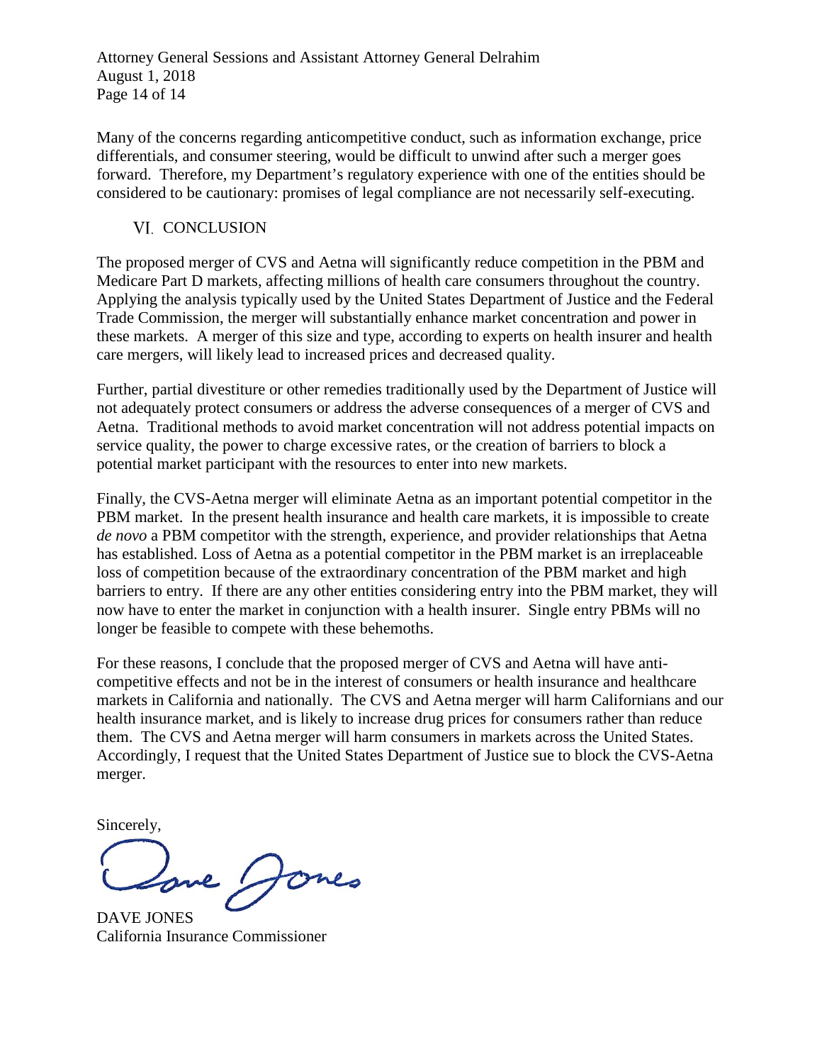Many of the concerns regarding anticompetitive conduct, such as information exchange, price differentials, and consumer steering, would be difficult to unwind after such a merger goes forward. Therefore, my Department's regulatory experience with one of the entities should be considered to be cautionary: promises of legal compliance are not necessarily self-executing.

## VI. CONCLUSION

The proposed merger of CVS and Aetna will significantly reduce competition in the PBM and Medicare Part D markets, affecting millions of health care consumers throughout the country. Applying the analysis typically used by the United States Department of Justice and the Federal Trade Commission, the merger will substantially enhance market concentration and power in these markets. A merger of this size and type, according to experts on health insurer and health care mergers, will likely lead to increased prices and decreased quality.

Further, partial divestiture or other remedies traditionally used by the Department of Justice will not adequately protect consumers or address the adverse consequences of a merger of CVS and Aetna. Traditional methods to avoid market concentration will not address potential impacts on service quality, the power to charge excessive rates, or the creation of barriers to block a potential market participant with the resources to enter into new markets.

Finally, the CVS-Aetna merger will eliminate Aetna as an important potential competitor in the PBM market. In the present health insurance and health care markets, it is impossible to create *de novo* a PBM competitor with the strength, experience, and provider relationships that Aetna has established. Loss of Aetna as a potential competitor in the PBM market is an irreplaceable loss of competition because of the extraordinary concentration of the PBM market and high barriers to entry. If there are any other entities considering entry into the PBM market, they will now have to enter the market in conjunction with a health insurer. Single entry PBMs will no longer be feasible to compete with these behemoths.

For these reasons, I conclude that the proposed merger of CVS and Aetna will have anti-competitive effects and not be in the interest of consumers or health insurance and healthcare markets in California and nationally. The CVS and Aetna merger will harm Californians and our health insurance market, and is likely to increase drug prices for consumers rather than reduce them. The CVS and Aetna merger will harm consumers in markets across the United States. Accordingly, I request that the United States Department of Justice sue to block the CVS-Aetna merger.

Sincerely,

Dave Jones

DAVE JONES
California Insurance Commissioner